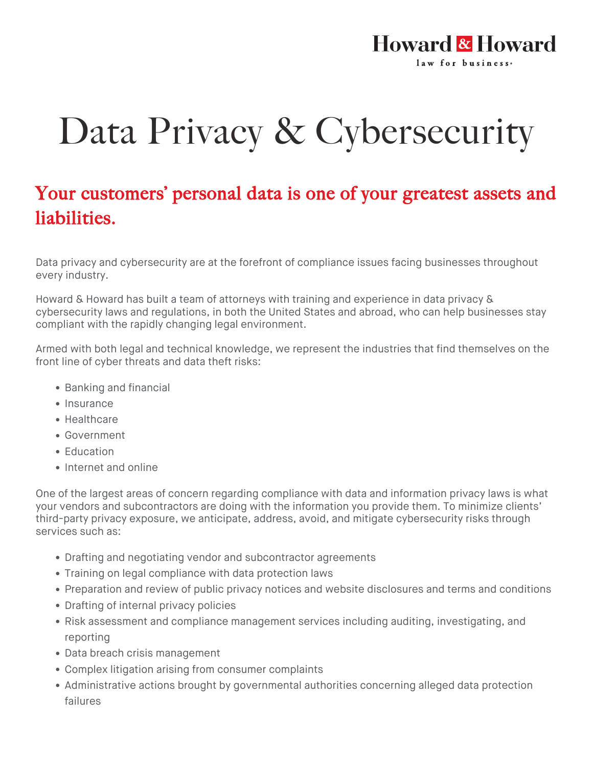Howard & Howard
law for business

# Data Privacy & Cybersecurity

## Your customers' personal data is one of your greatest assets and liabilities.

Data privacy and cybersecurity are at the forefront of compliance issues facing businesses throughout every industry.

Howard & Howard has built a team of attorneys with training and experience in data privacy & cybersecurity laws and regulations, in both the United States and abroad, who can help businesses stay compliant with the rapidly changing legal environment.

Armed with both legal and technical knowledge, we represent the industries that find themselves on the front line of cyber threats and data theft risks:

- Banking and financial
- Insurance
- Healthcare
- Government
- Education
- Internet and online

One of the largest areas of concern regarding compliance with data and information privacy laws is what your vendors and subcontractors are doing with the information you provide them. To minimize clients' third-party privacy exposure, we anticipate, address, avoid, and mitigate cybersecurity risks through services such as:

- Drafting and negotiating vendor and subcontractor agreements
- Training on legal compliance with data protection laws
- Preparation and review of public privacy notices and website disclosures and terms and conditions
- Drafting of internal privacy policies
- Risk assessment and compliance management services including auditing, investigating, and reporting
- Data breach crisis management
- Complex litigation arising from consumer complaints
- Administrative actions brought by governmental authorities concerning alleged data protection failures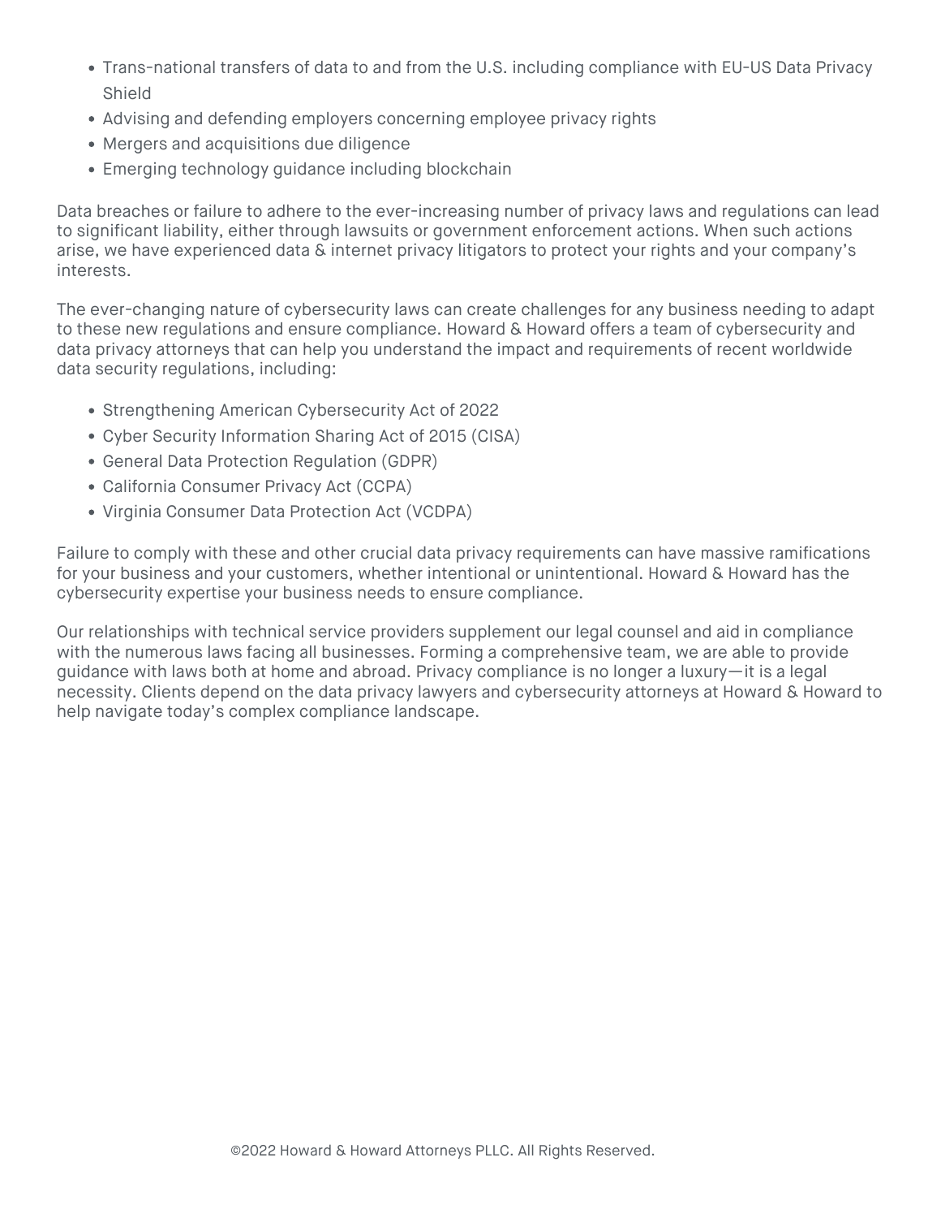- Trans-national transfers of data to and from the U.S. including compliance with EU-US Data Privacy Shield
- Advising and defending employers concerning employee privacy rights
- Mergers and acquisitions due diligence
- Emerging technology guidance including blockchain

Data breaches or failure to adhere to the ever-increasing number of privacy laws and regulations can lead to significant liability, either through lawsuits or government enforcement actions. When such actions arise, we have experienced data & internet privacy litigators to protect your rights and your company's interests.

The ever-changing nature of cybersecurity laws can create challenges for any business needing to adapt to these new regulations and ensure compliance. Howard & Howard offers a team of cybersecurity and data privacy attorneys that can help you understand the impact and requirements of recent worldwide data security regulations, including:

- Strengthening American Cybersecurity Act of 2022
- Cyber Security Information Sharing Act of 2015 (CISA)
- General Data Protection Regulation (GDPR)
- California Consumer Privacy Act (CCPA)
- Virginia Consumer Data Protection Act (VCDPA)

Failure to comply with these and other crucial data privacy requirements can have massive ramifications for your business and your customers, whether intentional or unintentional. Howard & Howard has the cybersecurity expertise your business needs to ensure compliance.

Our relationships with technical service providers supplement our legal counsel and aid in compliance with the numerous laws facing all businesses. Forming a comprehensive team, we are able to provide guidance with laws both at home and abroad. Privacy compliance is no longer a luxury—it is a legal necessity. Clients depend on the data privacy lawyers and cybersecurity attorneys at Howard & Howard to help navigate today's complex compliance landscape.

©2022 Howard & Howard Attorneys PLLC. All Rights Reserved.